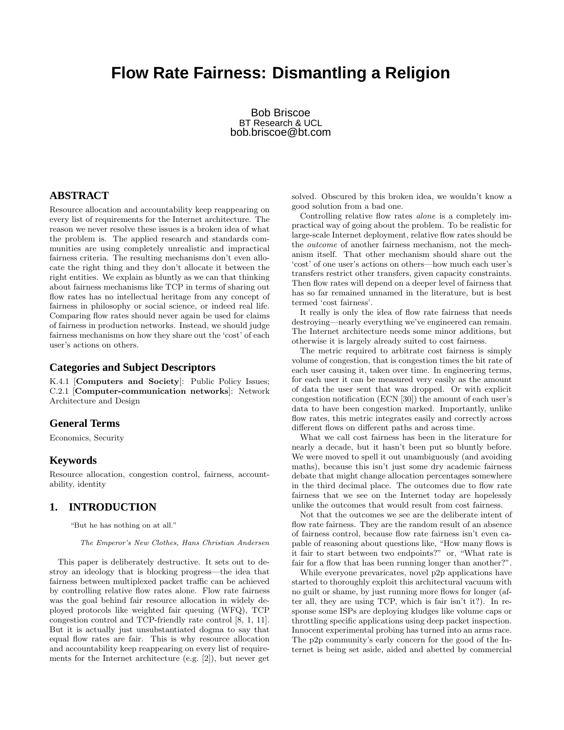# Flow Rate Fairness: Dismantling a Religion

Bob Briscoe
BT Research & UCL
bob.briscoe@bt.com

## ABSTRACT

Resource allocation and accountability keep reappearing on every list of requirements for the Internet architecture. The reason we never resolve these issues is a broken idea of what the problem is. The applied research and standards communities are using completely unrealistic and impractical fairness criteria. The resulting mechanisms don't even allocate the right thing and they don't allocate it between the right entities. We explain as bluntly as we can that thinking about fairness mechanisms like TCP in terms of sharing out flow rates has no intellectual heritage from any concept of fairness in philosophy or social science, or indeed real life. Comparing flow rates should never again be used for claims of fairness in production networks. Instead, we should judge fairness mechanisms on how they share out the 'cost' of each user's actions on others.

### Categories and Subject Descriptors

K.4.1 [**Computers and Society**]: Public Policy Issues; C.2.1 [**Computer-communication networks**]: Network Architecture and Design

### General Terms

Economics, Security

### Keywords

Resource allocation, congestion control, fairness, accountability, identity

## 1. INTRODUCTION

> "But he has nothing on at all."
>
> *The Emperor's New Clothes, Hans Christian Andersen*

This paper is deliberately destructive. It sets out to destroy an ideology that is blocking progress—the idea that fairness between multiplexed packet traffic can be achieved by controlling relative flow rates alone. Flow rate fairness was the goal behind fair resource allocation in widely deployed protocols like weighted fair queuing (WFQ), TCP congestion control and TCP-friendly rate control [8, 1, 11]. But it is actually just unsubstantiated dogma to say that equal flow rates are fair. This is why resource allocation and accountability keep reappearing on every list of requirements for the Internet architecture (e.g. [2]), but never get solved. Obscured by this broken idea, we wouldn't know a good solution from a bad one.

Controlling relative flow rates *alone* is a completely impractical way of going about the problem. To be realistic for large-scale Internet deployment, relative flow rates should be the *outcome* of another fairness mechanism, not the mechanism itself. That other mechanism should share out the 'cost' of one user's actions on others—how much each user's transfers restrict other transfers, given capacity constraints. Then flow rates will depend on a deeper level of fairness that has so far remained unnamed in the literature, but is best termed 'cost fairness'.

It really is only the idea of flow rate fairness that needs destroying—nearly everything we've engineered can remain. The Internet architecture needs some minor additions, but otherwise it is largely already suited to cost fairness.

The metric required to arbitrate cost fairness is simply volume of congestion, that is congestion times the bit rate of each user causing it, taken over time. In engineering terms, for each user it can be measured very easily as the amount of data the user sent that was dropped. Or with explicit congestion notification (ECN [30]) the amount of each user's data to have been congestion marked. Importantly, unlike flow rates, this metric integrates easily and correctly across different flows on different paths and across time.

What we call cost fairness has been in the literature for nearly a decade, but it hasn't been put so bluntly before. We were moved to spell it out unambiguously (and avoiding maths), because this isn't just some dry academic fairness debate that might change allocation percentages somewhere in the third decimal place. The outcomes due to flow rate fairness that we see on the Internet today are hopelessly unlike the outcomes that would result from cost fairness.

Not that the outcomes we see are the deliberate intent of flow rate fairness. They are the random result of an absence of fairness control, because flow rate fairness isn't even capable of reasoning about questions like, "How many flows is it fair to start between two endpoints?" or, "What rate is fair for a flow that has been running longer than another?".

While everyone prevaricates, novel p2p applications have started to thoroughly exploit this architectural vacuum with no guilt or shame, by just running more flows for longer (after all, they are using TCP, which is fair isn't it?). In response some ISPs are deploying kludges like volume caps or throttling specific applications using deep packet inspection. Innocent experimental probing has turned into an arms race. The p2p community's early concern for the good of the Internet is being set aside, aided and abetted by commercial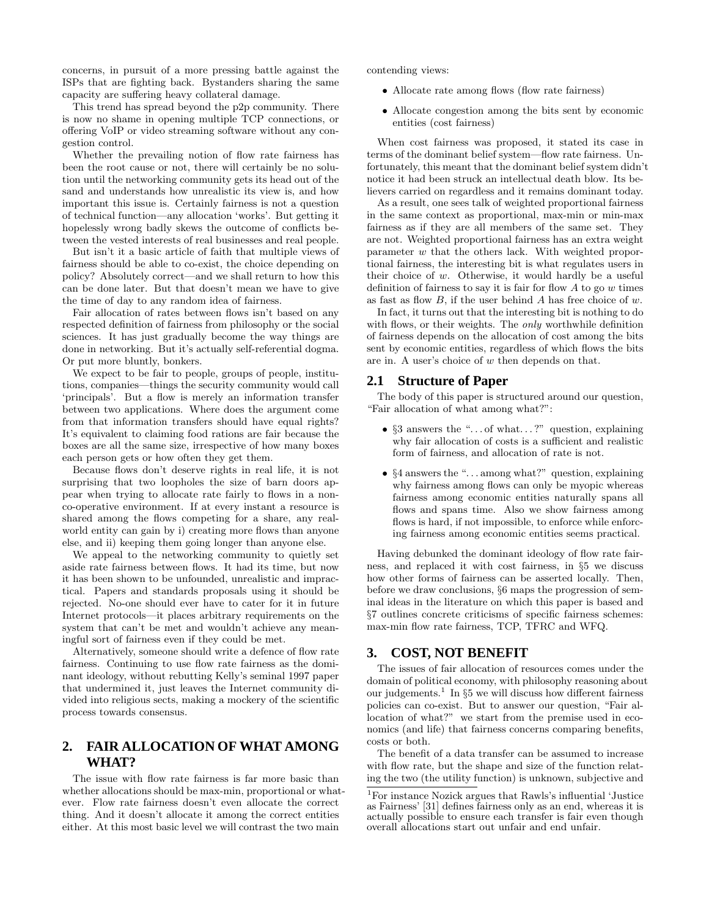concerns, in pursuit of a more pressing battle against the ISPs that are fighting back. Bystanders sharing the same capacity are suffering heavy collateral damage.

This trend has spread beyond the p2p community. There is now no shame in opening multiple TCP connections, or offering VoIP or video streaming software without any congestion control.

Whether the prevailing notion of flow rate fairness has been the root cause or not, there will certainly be no solution until the networking community gets its head out of the sand and understands how unrealistic its view is, and how important this issue is. Certainly fairness is not a question of technical function—any allocation 'works'. But getting it hopelessly wrong badly skews the outcome of conflicts between the vested interests of real businesses and real people.

But isn't it a basic article of faith that multiple views of fairness should be able to co-exist, the choice depending on policy? Absolutely correct—and we shall return to how this can be done later. But that doesn't mean we have to give the time of day to any random idea of fairness.

Fair allocation of rates between flows isn't based on any respected definition of fairness from philosophy or the social sciences. It has just gradually become the way things are done in networking. But it's actually self-referential dogma. Or put more bluntly, bonkers.

We expect to be fair to people, groups of people, institutions, companies—things the security community would call 'principals'. But a flow is merely an information transfer between two applications. Where does the argument come from that information transfers should have equal rights? It's equivalent to claiming food rations are fair because the boxes are all the same size, irrespective of how many boxes each person gets or how often they get them.

Because flows don't deserve rights in real life, it is not surprising that two loopholes the size of barn doors appear when trying to allocate rate fairly to flows in a non-co-operative environment. If at every instant a resource is shared among the flows competing for a share, any real-world entity can gain by i) creating more flows than anyone else, and ii) keeping them going longer than anyone else.

We appeal to the networking community to quietly set aside rate fairness between flows. It had its time, but now it has been shown to be unfounded, unrealistic and impractical. Papers and standards proposals using it should be rejected. No-one should ever have to cater for it in future Internet protocols—it places arbitrary requirements on the system that can't be met and wouldn't achieve any meaningful sort of fairness even if they could be met.

Alternatively, someone should write a defence of flow rate fairness. Continuing to use flow rate fairness as the dominant ideology, without rebutting Kelly's seminal 1997 paper that undermined it, just leaves the Internet community divided into religious sects, making a mockery of the scientific process towards consensus.

## 2. FAIR ALLOCATION OF WHAT AMONG WHAT?

The issue with flow rate fairness is far more basic than whether allocations should be max-min, proportional or whatever. Flow rate fairness doesn't even allocate the correct thing. And it doesn't allocate it among the correct entities either. At this most basic level we will contrast the two main contending views:

- Allocate rate among flows (flow rate fairness)
- Allocate congestion among the bits sent by economic entities (cost fairness)

When cost fairness was proposed, it stated its case in terms of the dominant belief system—flow rate fairness. Unfortunately, this meant that the dominant belief system didn't notice it had been struck an intellectual death blow. Its believers carried on regardless and it remains dominant today.

As a result, one sees talk of weighted proportional fairness in the same context as proportional, max-min or min-max fairness as if they are all members of the same set. They are not. Weighted proportional fairness has an extra weight parameter $w$ that the others lack. With weighted proportional fairness, the interesting bit is what regulates users in their choice of $w$. Otherwise, it would hardly be a useful definition of fairness to say it is fair for flow $A$ to go $w$ times as fast as flow $B$, if the user behind $A$ has free choice of $w$.

In fact, it turns out that the interesting bit is nothing to do with flows, or their weights. The *only* worthwhile definition of fairness depends on the allocation of cost among the bits sent by economic entities, regardless of which flows the bits are in. A user's choice of $w$ then depends on that.

### 2.1 Structure of Paper

The body of this paper is structured around our question, "Fair allocation of what among what?":

- §3 answers the "...of what...?" question, explaining why fair allocation of costs is a sufficient and realistic form of fairness, and allocation of rate is not.
- §4 answers the "...among what?" question, explaining why fairness among flows can only be myopic whereas fairness among economic entities naturally spans all flows and spans time. Also we show fairness among flows is hard, if not impossible, to enforce while enforcing fairness among economic entities seems practical.

Having debunked the dominant ideology of flow rate fairness, and replaced it with cost fairness, in §5 we discuss how other forms of fairness can be asserted locally. Then, before we draw conclusions, §6 maps the progression of seminal ideas in the literature on which this paper is based and §7 outlines concrete criticisms of specific fairness schemes: max-min flow rate fairness, TCP, TFRC and WFQ.

## 3. COST, NOT BENEFIT

The issues of fair allocation of resources comes under the domain of political economy, with philosophy reasoning about our judgements.[1] In §5 we will discuss how different fairness policies can co-exist. But to answer our question, "Fair allocation of what?" we start from the premise used in economics (and life) that fairness concerns comparing benefits, costs or both.

The benefit of a data transfer can be assumed to increase with flow rate, but the shape and size of the function relating the two (the utility function) is unknown, subjective and

[1] For instance Nozick argues that Rawls's influential 'Justice as Fairness' [31] defines fairness only as an end, whereas it is actually possible to ensure each transfer is fair even though overall allocations start out unfair and end unfair.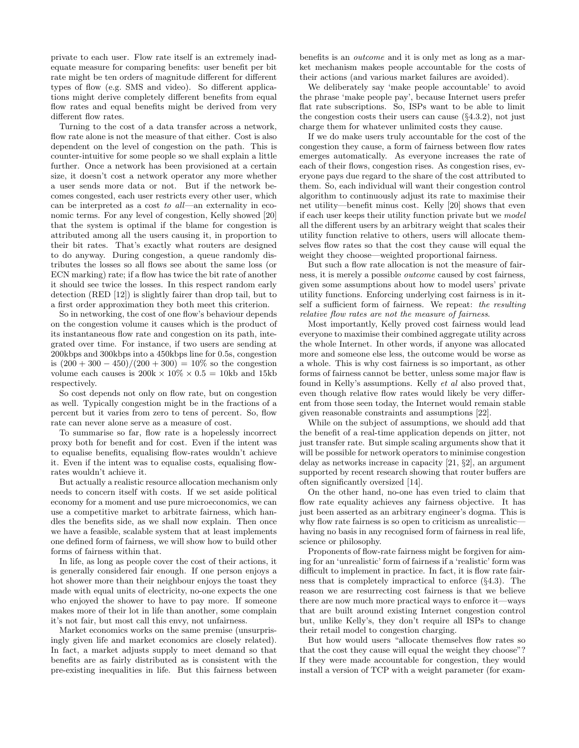private to each user. Flow rate itself is an extremely inadequate measure for comparing benefits: user benefit per bit rate might be ten orders of magnitude different for different types of flow (e.g. SMS and video). So different applications might derive completely different benefits from equal flow rates and equal benefits might be derived from very different flow rates.

Turning to the cost of a data transfer across a network, flow rate alone is not the measure of that either. Cost is also dependent on the level of congestion on the path. This is counter-intuitive for some people so we shall explain a little further. Once a network has been provisioned at a certain size, it doesn't cost a network operator any more whether a user sends more data or not. But if the network becomes congested, each user restricts every other user, which can be interpreted as a cost *to all*—an externality in economic terms. For any level of congestion, Kelly showed [20] that the system is optimal if the blame for congestion is attributed among all the users causing it, in proportion to their bit rates. That's exactly what routers are designed to do anyway. During congestion, a queue randomly distributes the losses so all flows see about the same loss (or ECN marking) rate; if a flow has twice the bit rate of another it should see twice the losses. In this respect random early detection (RED [12]) is slightly fairer than drop tail, but to a first order approximation they both meet this criterion.

So in networking, the cost of one flow's behaviour depends on the congestion volume it causes which is the product of its instantaneous flow rate and congestion on its path, integrated over time. For instance, if two users are sending at 200kbps and 300kbps into a 450kbps line for 0.5s, congestion is $(200 + 300 - 450)/(200 + 300) = 10\%$ so the congestion volume each causes is $200\text{k} \times 10\% \times 0.5 = 10\text{kb}$ and 15kb respectively.

So cost depends not only on flow rate, but on congestion as well. Typically congestion might be in the fractions of a percent but it varies from zero to tens of percent. So, flow rate can never alone serve as a measure of cost.

To summarise so far, flow rate is a hopelessly incorrect proxy both for benefit and for cost. Even if the intent was to equalise benefits, equalising flow-rates wouldn't achieve it. Even if the intent was to equalise costs, equalising flow-rates wouldn't achieve it.

But actually a realistic resource allocation mechanism only needs to concern itself with costs. If we set aside political economy for a moment and use pure microeconomics, we can use a competitive market to arbitrate fairness, which handles the benefits side, as we shall now explain. Then once we have a feasible, scalable system that at least implements one defined form of fairness, we will show how to build other forms of fairness within that.

In life, as long as people cover the cost of their actions, it is generally considered fair enough. If one person enjoys a hot shower more than their neighbour enjoys the toast they made with equal units of electricity, no-one expects the one who enjoyed the shower to have to pay more. If someone makes more of their lot in life than another, some complain it's not fair, but most call this envy, not unfairness.

Market economics works on the same premise (unsurprisingly given life and market economics are closely related). In fact, a market adjusts supply to meet demand so that benefits are as fairly distributed as is consistent with the pre-existing inequalities in life. But this fairness between benefits is an *outcome* and it is only met as long as a market mechanism makes people accountable for the costs of their actions (and various market failures are avoided).

We deliberately say 'make people accountable' to avoid the phrase 'make people pay', because Internet users prefer flat rate subscriptions. So, ISPs want to be able to limit the congestion costs their users can cause (§4.3.2), not just charge them for whatever unlimited costs they cause.

If we do make users truly accountable for the cost of the congestion they cause, a form of fairness between flow rates emerges automatically. As everyone increases the rate of each of their flows, congestion rises. As congestion rises, everyone pays due regard to the share of the cost attributed to them. So, each individual will want their congestion control algorithm to continuously adjust its rate to maximise their net utility—benefit minus cost. Kelly [20] shows that even if each user keeps their utility function private but we *model* all the different users by an arbitrary weight that scales their utility function relative to others, users will allocate themselves flow rates so that the cost they cause will equal the weight they choose—weighted proportional fairness.

But such a flow rate allocation is not the measure of fairness, it is merely a possible *outcome* caused by cost fairness, given some assumptions about how to model users' private utility functions. Enforcing underlying cost fairness is in itself a sufficient form of fairness. We repeat: *the resulting relative flow rates are not the measure of fairness*.

Most importantly, Kelly proved cost fairness would lead everyone to maximise their combined aggregate utility across the whole Internet. In other words, if anyone was allocated more and someone else less, the outcome would be worse as a whole. This is why cost fairness is so important, as other forms of fairness cannot be better, unless some major flaw is found in Kelly's assumptions. Kelly *et al* also proved that, even though relative flow rates would likely be very different from those seen today, the Internet would remain stable given reasonable constraints and assumptions [22].

While on the subject of assumptions, we should add that the benefit of a real-time application depends on jitter, not just transfer rate. But simple scaling arguments show that it will be possible for network operators to minimise congestion delay as networks increase in capacity [21, §2], an argument supported by recent research showing that router buffers are often significantly oversized [14].

On the other hand, no-one has even tried to claim that flow rate equality achieves any fairness objective. It has just been asserted as an arbitrary engineer's dogma. This is why flow rate fairness is so open to criticism as unrealistic—having no basis in any recognised form of fairness in real life, science or philosophy.

Proponents of flow-rate fairness might be forgiven for aiming for an 'unrealistic' form of fairness if a 'realistic' form was difficult to implement in practice. In fact, it is flow rate fairness that is completely impractical to enforce (§4.3). The reason we are resurrecting cost fairness is that we believe there are now much more practical ways to enforce it—ways that are built around existing Internet congestion control but, unlike Kelly's, they don't require all ISPs to change their retail model to congestion charging.

But how would users "allocate themselves flow rates so that the cost they cause will equal the weight they choose"? If they were made accountable for congestion, they would install a version of TCP with a weight parameter (for exam-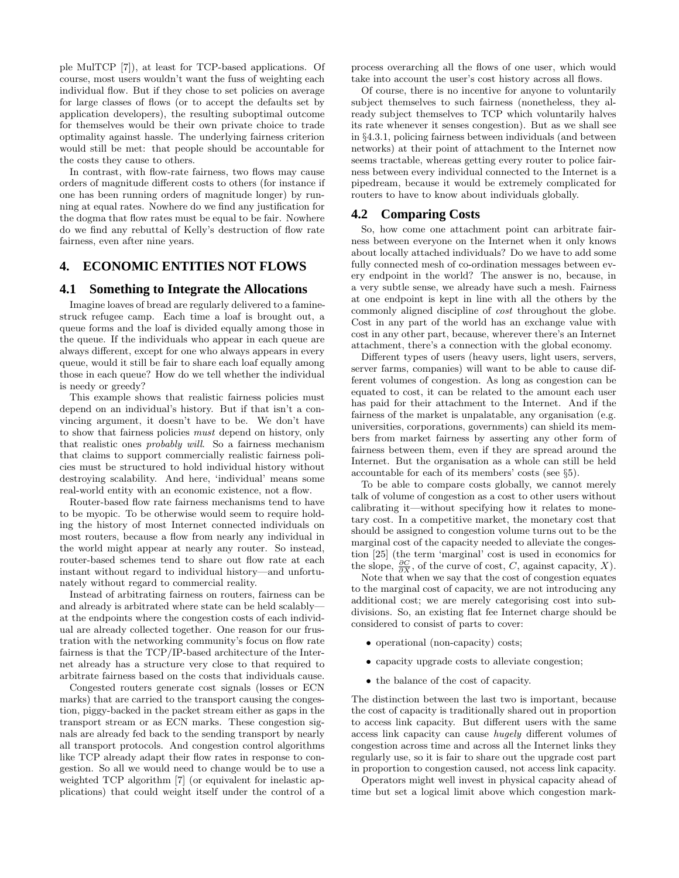ple MulTCP [7]), at least for TCP-based applications. Of course, most users wouldn't want the fuss of weighting each individual flow. But if they chose to set policies on average for large classes of flows (or to accept the defaults set by application developers), the resulting suboptimal outcome for themselves would be their own private choice to trade optimality against hassle. The underlying fairness criterion would still be met: that people should be accountable for the costs they cause to others.

In contrast, with flow-rate fairness, two flows may cause orders of magnitude different costs to others (for instance if one has been running orders of magnitude longer) by running at equal rates. Nowhere do we find any justification for the dogma that flow rates must be equal to be fair. Nowhere do we find any rebuttal of Kelly's destruction of flow rate fairness, even after nine years.

## 4. ECONOMIC ENTITIES NOT FLOWS

### 4.1 Something to Integrate the Allocations

Imagine loaves of bread are regularly delivered to a famine-struck refugee camp. Each time a loaf is brought out, a queue forms and the loaf is divided equally among those in the queue. If the individuals who appear in each queue are always different, except for one who always appears in every queue, would it still be fair to share each loaf equally among those in each queue? How do we tell whether the individual is needy or greedy?

This example shows that realistic fairness policies must depend on an individual's history. But if that isn't a convincing argument, it doesn't have to be. We don't have to show that fairness policies *must* depend on history, only that realistic ones *probably will*. So a fairness mechanism that claims to support commercially realistic fairness policies must be structured to hold individual history without destroying scalability. And here, 'individual' means some real-world entity with an economic existence, not a flow.

Router-based flow rate fairness mechanisms tend to have to be myopic. To be otherwise would seem to require holding the history of most Internet connected individuals on most routers, because a flow from nearly any individual in the world might appear at nearly any router. So instead, router-based schemes tend to share out flow rate at each instant without regard to individual history—and unfortunately without regard to commercial reality.

Instead of arbitrating fairness on routers, fairness can be and already is arbitrated where state can be held scalably—at the endpoints where the congestion costs of each individual are already collected together. One reason for our frustration with the networking community's focus on flow rate fairness is that the TCP/IP-based architecture of the Internet already has a structure very close to that required to arbitrate fairness based on the costs that individuals cause.

Congested routers generate cost signals (losses or ECN marks) that are carried to the transport causing the congestion, piggy-backed in the packet stream either as gaps in the transport stream or as ECN marks. These congestion signals are already fed back to the sending transport by nearly all transport protocols. And congestion control algorithms like TCP already adapt their flow rates in response to congestion. So all we would need to change would be to use a weighted TCP algorithm [7] (or equivalent for inelastic applications) that could weight itself under the control of a process overarching all the flows of one user, which would take into account the user's cost history across all flows.

Of course, there is no incentive for anyone to voluntarily subject themselves to such fairness (nonetheless, they already subject themselves to TCP which voluntarily halves its rate whenever it senses congestion). But as we shall see in §4.3.1, policing fairness between individuals (and between networks) at their point of attachment to the Internet now seems tractable, whereas getting every router to police fairness between every individual connected to the Internet is a pipedream, because it would be extremely complicated for routers to have to know about individuals globally.

### 4.2 Comparing Costs

So, how come one attachment point can arbitrate fairness between everyone on the Internet when it only knows about locally attached individuals? Do we have to add some fully connected mesh of co-ordination messages between every endpoint in the world? The answer is no, because, in a very subtle sense, we already have such a mesh. Fairness at one endpoint is kept in line with all the others by the commonly aligned discipline of *cost* throughout the globe. Cost in any part of the world has an exchange value with cost in any other part, because, wherever there's an Internet attachment, there's a connection with the global economy.

Different types of users (heavy users, light users, servers, server farms, companies) will want to be able to cause different volumes of congestion. As long as congestion can be equated to cost, it can be related to the amount each user has paid for their attachment to the Internet. And if the fairness of the market is unpalatable, any organisation (e.g. universities, corporations, governments) can shield its members from market fairness by asserting any other form of fairness between them, even if they are spread around the Internet. But the organisation as a whole can still be held accountable for each of its members' costs (see §5).

To be able to compare costs globally, we cannot merely talk of volume of congestion as a cost to other users without calibrating it—without specifying how it relates to monetary cost. In a competitive market, the monetary cost that should be assigned to congestion volume turns out to be the marginal cost of the capacity needed to alleviate the congestion [25] (the term 'marginal' cost is used in economics for the slope, $\frac{\partial C}{\partial X}$, of the curve of cost, $C$, against capacity, $X$).

Note that when we say that the cost of congestion equates to the marginal cost of capacity, we are not introducing any additional cost; we are merely categorising cost into subdivisions. So, an existing flat fee Internet charge should be considered to consist of parts to cover:

- operational (non-capacity) costs;
- capacity upgrade costs to alleviate congestion;
- the balance of the cost of capacity.

The distinction between the last two is important, because the cost of capacity is traditionally shared out in proportion to access link capacity. But different users with the same access link capacity can cause *hugely* different volumes of congestion across time and across all the Internet links they regularly use, so it is fair to share out the upgrade cost part in proportion to congestion caused, not access link capacity.

Operators might well invest in physical capacity ahead of time but set a logical limit above which congestion mark-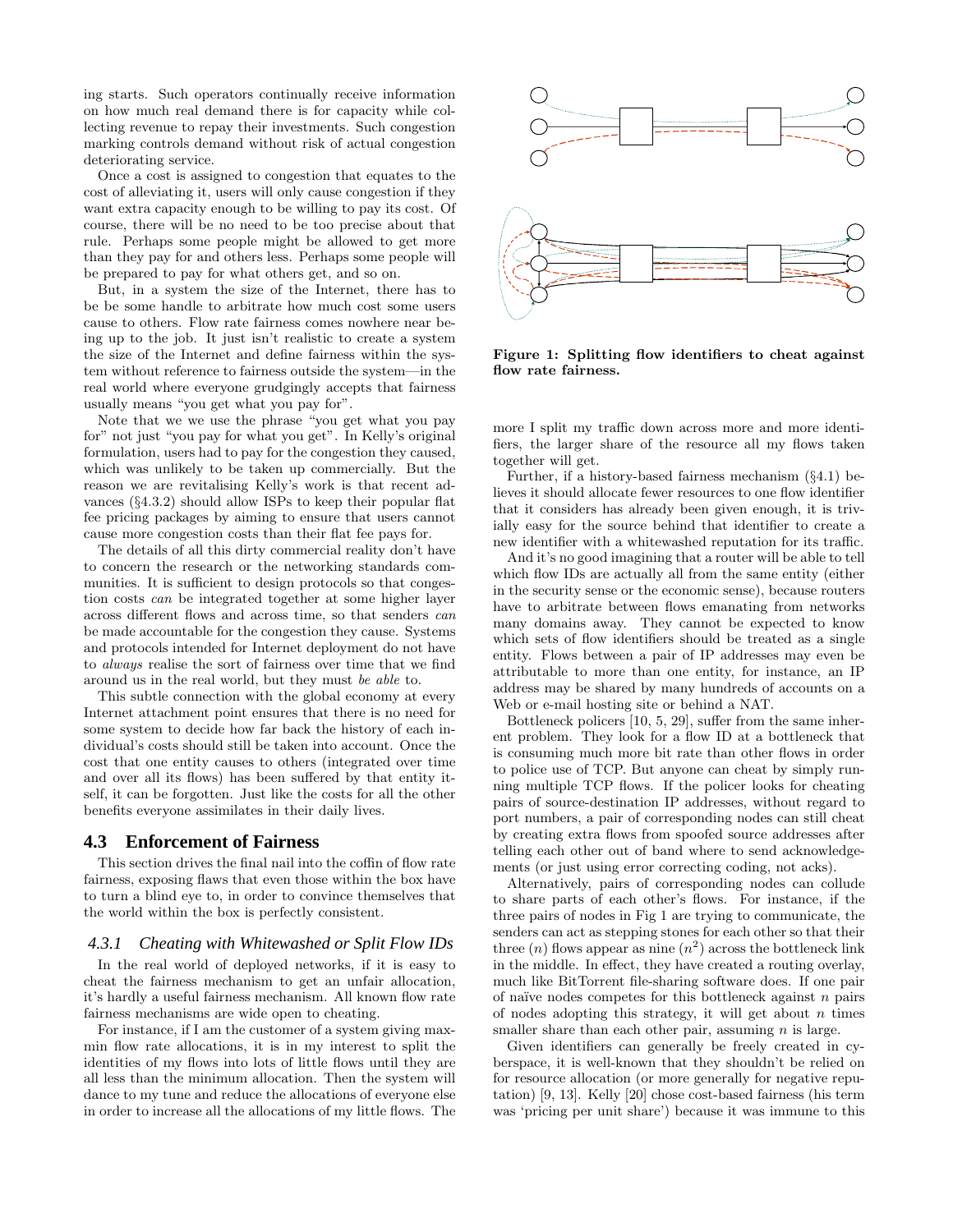ing starts. Such operators continually receive information on how much real demand there is for capacity while collecting revenue to repay their investments. Such congestion marking controls demand without risk of actual congestion deteriorating service.

Once a cost is assigned to congestion that equates to the cost of alleviating it, users will only cause congestion if they want extra capacity enough to be willing to pay its cost. Of course, there will be no need to be too precise about that rule. Perhaps some people might be allowed to get more than they pay for and others less. Perhaps some people will be prepared to pay for what others get, and so on.

But, in a system the size of the Internet, there has to be be some handle to arbitrate how much cost some users cause to others. Flow rate fairness comes nowhere near being up to the job. It just isn't realistic to create a system the size of the Internet and define fairness within the system without reference to fairness outside the system—in the real world where everyone grudgingly accepts that fairness usually means "you get what you pay for".

Note that we we use the phrase "you get what you pay for" not just "you pay for what you get". In Kelly's original formulation, users had to pay for the congestion they caused, which was unlikely to be taken up commercially. But the reason we are revitalising Kelly's work is that recent advances (§4.3.2) should allow ISPs to keep their popular flat fee pricing packages by aiming to ensure that users cannot cause more congestion costs than their flat fee pays for.

The details of all this dirty commercial reality don't have to concern the research or the networking standards communities. It is sufficient to design protocols so that congestion costs *can* be integrated together at some higher layer across different flows and across time, so that senders *can* be made accountable for the congestion they cause. Systems and protocols intended for Internet deployment do not have to *always* realise the sort of fairness over time that we find around us in the real world, but they must *be able* to.

This subtle connection with the global economy at every Internet attachment point ensures that there is no need for some system to decide how far back the history of each individual's costs should still be taken into account. Once the cost that one entity causes to others (integrated over time and over all its flows) has been suffered by that entity itself, it can be forgotten. Just like the costs for all the other benefits everyone assimilates in their daily lives.

## 4.3 Enforcement of Fairness

This section drives the final nail into the coffin of flow rate fairness, exposing flaws that even those within the box have to turn a blind eye to, in order to convince themselves that the world within the box is perfectly consistent.

### 4.3.1 Cheating with Whitewashed or Split Flow IDs

In the real world of deployed networks, if it is easy to cheat the fairness mechanism to get an unfair allocation, it's hardly a useful fairness mechanism. All known flow rate fairness mechanisms are wide open to cheating.

For instance, if I am the customer of a system giving max-min flow rate allocations, it is in my interest to split the identities of my flows into lots of little flows until they are all less than the minimum allocation. Then the system will dance to my tune and reduce the allocations of everyone else in order to increase all the allocations of my little flows. The more I split my traffic down across more and more identifiers, the larger share of the resource all my flows taken together will get.

**Figure 1: Splitting flow identifiers to cheat against flow rate fairness.**

Further, if a history-based fairness mechanism (§4.1) believes it should allocate fewer resources to one flow identifier that it considers has already been given enough, it is trivially easy for the source behind that identifier to create a new identifier with a whitewashed reputation for its traffic.

And it's no good imagining that a router will be able to tell which flow IDs are actually all from the same entity (either in the security sense or the economic sense), because routers have to arbitrate between flows emanating from networks many domains away. They cannot be expected to know which sets of flow identifiers should be treated as a single entity. Flows between a pair of IP addresses may even be attributable to more than one entity, for instance, an IP address may be shared by many hundreds of accounts on a Web or e-mail hosting site or behind a NAT.

Bottleneck policers [10, 5, 29], suffer from the same inherent problem. They look for a flow ID at a bottleneck that is consuming much more bit rate than other flows in order to police use of TCP. But anyone can cheat by simply running multiple TCP flows. If the policer looks for cheating pairs of source-destination IP addresses, without regard to port numbers, a pair of corresponding nodes can still cheat by creating extra flows from spoofed source addresses after telling each other out of band where to send acknowledgements (or just using error correcting coding, not acks).

Alternatively, pairs of corresponding nodes can collude to share parts of each other's flows. For instance, if the three pairs of nodes in Fig 1 are trying to communicate, the senders can act as stepping stones for each other so that their three ($n$) flows appear as nine ($n^2$) across the bottleneck link in the middle. In effect, they have created a routing overlay, much like BitTorrent file-sharing software does. If one pair of naïve nodes competes for this bottleneck against $n$ pairs of nodes adopting this strategy, it will get about $n$ times smaller share than each other pair, assuming $n$ is large.

Given identifiers can generally be freely created in cyberspace, it is well-known that they shouldn't be relied on for resource allocation (or more generally for negative reputation) [9, 13]. Kelly [20] chose cost-based fairness (his term was 'pricing per unit share') because it was immune to this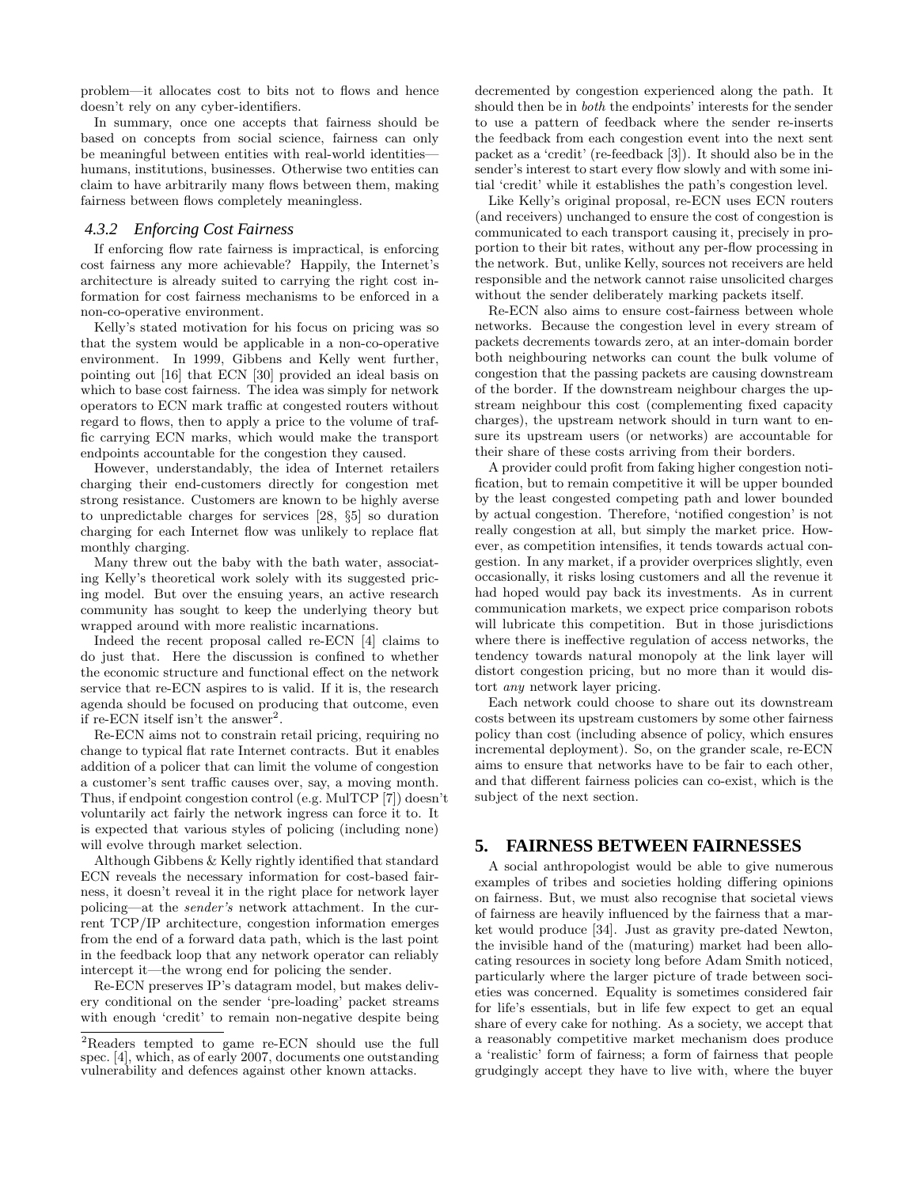problem—it allocates cost to bits not to flows and hence doesn't rely on any cyber-identifiers.

In summary, once one accepts that fairness should be based on concepts from social science, fairness can only be meaningful between entities with real-world identities—humans, institutions, businesses. Otherwise two entities can claim to have arbitrarily many flows between them, making fairness between flows completely meaningless.

### 4.3.2 Enforcing Cost Fairness

If enforcing flow rate fairness is impractical, is enforcing cost fairness any more achievable? Happily, the Internet's architecture is already suited to carrying the right cost information for cost fairness mechanisms to be enforced in a non-co-operative environment.

Kelly's stated motivation for his focus on pricing was so that the system would be applicable in a non-co-operative environment. In 1999, Gibbens and Kelly went further, pointing out [16] that ECN [30] provided an ideal basis on which to base cost fairness. The idea was simply for network operators to ECN mark traffic at congested routers without regard to flows, then to apply a price to the volume of traffic carrying ECN marks, which would make the transport endpoints accountable for the congestion they caused.

However, understandably, the idea of Internet retailers charging their end-customers directly for congestion met strong resistance. Customers are known to be highly averse to unpredictable charges for services [28, §5] so duration charging for each Internet flow was unlikely to replace flat monthly charging.

Many threw out the baby with the bath water, associating Kelly's theoretical work solely with its suggested pricing model. But over the ensuing years, an active research community has sought to keep the underlying theory but wrapped around with more realistic incarnations.

Indeed the recent proposal called re-ECN [4] claims to do just that. Here the discussion is confined to whether the economic structure and functional effect on the network service that re-ECN aspires to is valid. If it is, the research agenda should be focused on producing that outcome, even if re-ECN itself isn't the answer[2].

Re-ECN aims not to constrain retail pricing, requiring no change to typical flat rate Internet contracts. But it enables addition of a policer that can limit the volume of congestion a customer's sent traffic causes over, say, a moving month. Thus, if endpoint congestion control (e.g. MulTCP [7]) doesn't voluntarily act fairly the network ingress can force it to. It is expected that various styles of policing (including none) will evolve through market selection.

Although Gibbens & Kelly rightly identified that standard ECN reveals the necessary information for cost-based fairness, it doesn't reveal it in the right place for network layer policing—at the *sender's* network attachment. In the current TCP/IP architecture, congestion information emerges from the end of a forward data path, which is the last point in the feedback loop that any network operator can reliably intercept it—the wrong end for policing the sender.

Re-ECN preserves IP's datagram model, but makes delivery conditional on the sender 'pre-loading' packet streams with enough 'credit' to remain non-negative despite being decremented by congestion experienced along the path. It should then be in *both* the endpoints' interests for the sender to use a pattern of feedback where the sender re-inserts the feedback from each congestion event into the next sent packet as a 'credit' (re-feedback [3]). It should also be in the sender's interest to start every flow slowly and with some initial 'credit' while it establishes the path's congestion level.

Like Kelly's original proposal, re-ECN uses ECN routers (and receivers) unchanged to ensure the cost of congestion is communicated to each transport causing it, precisely in proportion to their bit rates, without any per-flow processing in the network. But, unlike Kelly, sources not receivers are held responsible and the network cannot raise unsolicited charges without the sender deliberately marking packets itself.

Re-ECN also aims to ensure cost-fairness between whole networks. Because the congestion level in every stream of packets decrements towards zero, at an inter-domain border both neighbouring networks can count the bulk volume of congestion that the passing packets are causing downstream of the border. If the downstream neighbour charges the upstream neighbour this cost (complementing fixed capacity charges), the upstream network should in turn want to ensure its upstream users (or networks) are accountable for their share of these costs arriving from their borders.

A provider could profit from faking higher congestion notification, but to remain competitive it will be upper bounded by the least congested competing path and lower bounded by actual congestion. Therefore, 'notified congestion' is not really congestion at all, but simply the market price. However, as competition intensifies, it tends towards actual congestion. In any market, if a provider overprices slightly, even occasionally, it risks losing customers and all the revenue it had hoped would pay back its investments. As in current communication markets, we expect price comparison robots will lubricate this competition. But in those jurisdictions where there is ineffective regulation of access networks, the tendency towards natural monopoly at the link layer will distort congestion pricing, but no more than it would distort *any* network layer pricing.

Each network could choose to share out its downstream costs between its upstream customers by some other fairness policy than cost (including absence of policy, which ensures incremental deployment). So, on the grander scale, re-ECN aims to ensure that networks have to be fair to each other, and that different fairness policies can co-exist, which is the subject of the next section.

## 5. FAIRNESS BETWEEN FAIRNESSES

A social anthropologist would be able to give numerous examples of tribes and societies holding differing opinions on fairness. But, we must also recognise that societal views of fairness are heavily influenced by the fairness that a market would produce [34]. Just as gravity pre-dated Newton, the invisible hand of the (maturing) market had been allocating resources in society long before Adam Smith noticed, particularly where the larger picture of trade between societies was concerned. Equality is sometimes considered fair for life's essentials, but in life few expect to get an equal share of every cake for nothing. As a society, we accept that a reasonably competitive market mechanism does produce a 'realistic' form of fairness; a form of fairness that people grudgingly accept they have to live with, where the buyer

[2] Readers tempted to game re-ECN should use the full spec. [4], which, as of early 2007, documents one outstanding vulnerability and defences against other known attacks.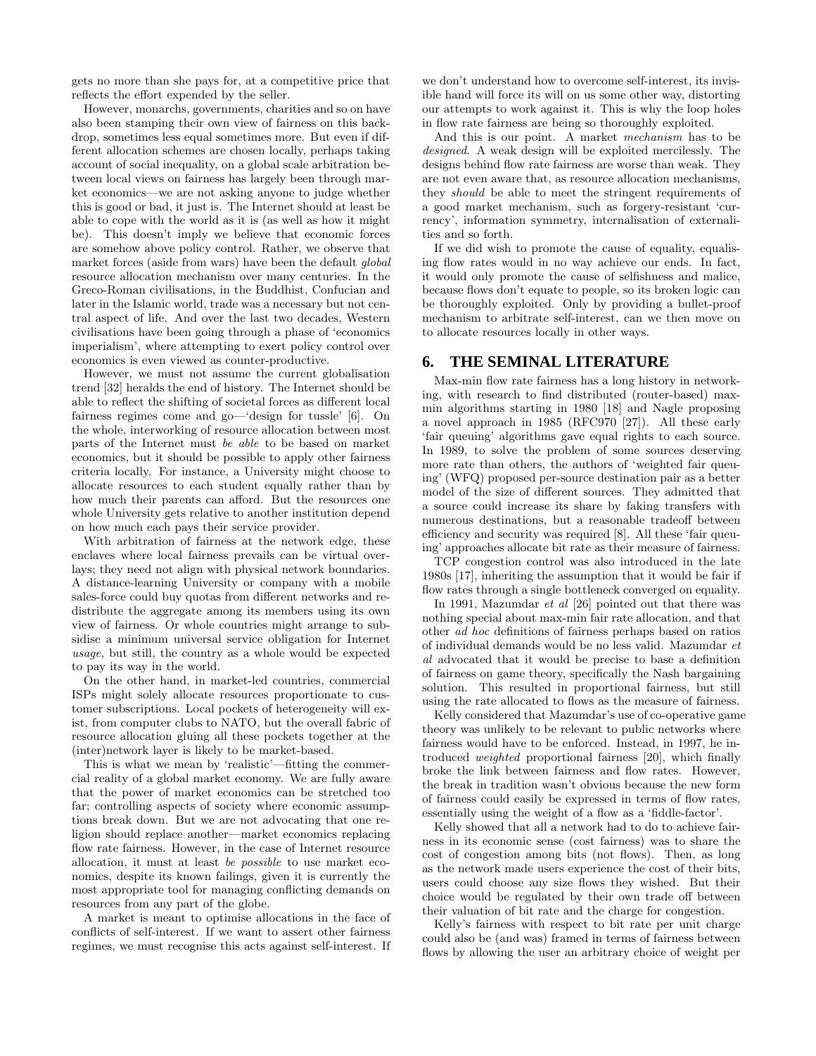gets no more than she pays for, at a competitive price that reflects the effort expended by the seller.

However, monarchs, governments, charities and so on have also been stamping their own view of fairness on this backdrop, sometimes less equal sometimes more. But even if different allocation schemes are chosen locally, perhaps taking account of social inequality, on a global scale arbitration between local views on fairness has largely been through market economics—we are not asking anyone to judge whether this is good or bad, it just is. The Internet should at least be able to cope with the world as it is (as well as how it might be). This doesn't imply we believe that economic forces are somehow above policy control. Rather, we observe that market forces (aside from wars) have been the default *global* resource allocation mechanism over many centuries. In the Greco-Roman civilisations, in the Buddhist, Confucian and later in the Islamic world, trade was a necessary but not central aspect of life. And over the last two decades, Western civilisations have been going through a phase of 'economics imperialism', where attempting to exert policy control over economics is even viewed as counter-productive.

However, we must not assume the current globalisation trend [32] heralds the end of history. The Internet should be able to reflect the shifting of societal forces as different local fairness regimes come and go—'design for tussle' [6]. On the whole, interworking of resource allocation between most parts of the Internet must *be able* to be based on market economics, but it should be possible to apply other fairness criteria locally. For instance, a University might choose to allocate resources to each student equally rather than by how much their parents can afford. But the resources one whole University gets relative to another institution depend on how much each pays their service provider.

With arbitration of fairness at the network edge, these enclaves where local fairness prevails can be virtual overlays; they need not align with physical network boundaries. A distance-learning University or company with a mobile sales-force could buy quotas from different networks and redistribute the aggregate among its members using its own view of fairness. Or whole countries might arrange to subsidise a minimum universal service obligation for Internet *usage*, but still, the country as a whole would be expected to pay its way in the world.

On the other hand, in market-led countries, commercial ISPs might solely allocate resources proportionate to customer subscriptions. Local pockets of heterogeneity will exist, from computer clubs to NATO, but the overall fabric of resource allocation gluing all these pockets together at the (inter)network layer is likely to be market-based.

This is what we mean by 'realistic'—fitting the commercial reality of a global market economy. We are fully aware that the power of market economics can be stretched too far; controlling aspects of society where economic assumptions break down. But we are not advocating that one religion should replace another—market economics replacing flow rate fairness. However, in the case of Internet resource allocation, it must at least *be possible* to use market economics, despite its known failings, given it is currently the most appropriate tool for managing conflicting demands on resources from any part of the globe.

A market is meant to optimise allocations in the face of conflicts of self-interest. If we want to assert other fairness regimes, we must recognise this acts against self-interest. If we don't understand how to overcome self-interest, its invisible hand will force its will on us some other way, distorting our attempts to work against it. This is why the loop holes in flow rate fairness are being so thoroughly exploited.

And this is our point. A market *mechanism* has to be *designed*. A weak design will be exploited mercilessly. The designs behind flow rate fairness are worse than weak. They are not even aware that, as resource allocation mechanisms, they *should* be able to meet the stringent requirements of a good market mechanism, such as forgery-resistant 'currency', information symmetry, internalisation of externalities and so forth.

If we did wish to promote the cause of equality, equalising flow rates would in no way achieve our ends. In fact, it would only promote the cause of selfishness and malice, because flows don't equate to people, so its broken logic can be thoroughly exploited. Only by providing a bullet-proof mechanism to arbitrate self-interest, can we then move on to allocate resources locally in other ways.

## 6. THE SEMINAL LITERATURE

Max-min flow rate fairness has a long history in networking, with research to find distributed (router-based) max-min algorithms starting in 1980 [18] and Nagle proposing a novel approach in 1985 (RFC970 [27]). All these early 'fair queuing' algorithms gave equal rights to each source. In 1989, to solve the problem of some sources deserving more rate than others, the authors of 'weighted fair queuing' (WFQ) proposed per-source destination pair as a better model of the size of different sources. They admitted that a source could increase its share by faking transfers with numerous destinations, but a reasonable tradeoff between efficiency and security was required [8]. All these 'fair queuing' approaches allocate bit rate as their measure of fairness.

TCP congestion control was also introduced in the late 1980s [17], inheriting the assumption that it would be fair if flow rates through a single bottleneck converged on equality.

In 1991, Mazumdar *et al* [26] pointed out that there was nothing special about max-min fair rate allocation, and that other *ad hoc* definitions of fairness perhaps based on ratios of individual demands would be no less valid. Mazumdar *et al* advocated that it would be precise to base a definition of fairness on game theory, specifically the Nash bargaining solution. This resulted in proportional fairness, but still using the rate allocated to flows as the measure of fairness.

Kelly considered that Mazumdar's use of co-operative game theory was unlikely to be relevant to public networks where fairness would have to be enforced. Instead, in 1997, he introduced *weighted* proportional fairness [20], which finally broke the link between fairness and flow rates. However, the break in tradition wasn't obvious because the new form of fairness could easily be expressed in terms of flow rates, essentially using the weight of a flow as a 'fiddle-factor'.

Kelly showed that all a network had to do to achieve fairness in its economic sense (cost fairness) was to share the cost of congestion among bits (not flows). Then, as long as the network made users experience the cost of their bits, users could choose any size flows they wished. But their choice would be regulated by their own trade off between their valuation of bit rate and the charge for congestion.

Kelly's fairness with respect to bit rate per unit charge could also be (and was) framed in terms of fairness between flows by allowing the user an arbitrary choice of weight per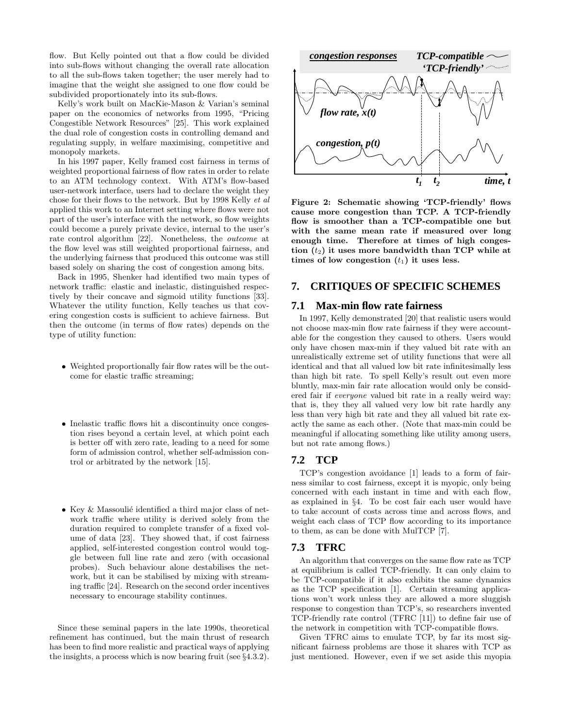flow. But Kelly pointed out that a flow could be divided into sub-flows without changing the overall rate allocation to all the sub-flows taken together; the user merely had to imagine that the weight she assigned to one flow could be subdivided proportionately into its sub-flows.

Kelly's work built on MacKie-Mason & Varian's seminal paper on the economics of networks from 1995, "Pricing Congestible Network Resources" [25]. This work explained the dual role of congestion costs in controlling demand and regulating supply, in welfare maximising, competitive and monopoly markets.

In his 1997 paper, Kelly framed cost fairness in terms of weighted proportional fairness of flow rates in order to relate to an ATM technology context. With ATM's flow-based user-network interface, users had to declare the weight they chose for their flows to the network. But by 1998 Kelly *et al* applied this work to an Internet setting where flows were not part of the user's interface with the network, so flow weights could become a purely private device, internal to the user's rate control algorithm [22]. Nonetheless, the *outcome* at the flow level was still weighted proportional fairness, and the underlying fairness that produced this outcome was still based solely on sharing the cost of congestion among bits.

Back in 1995, Shenker had identified two main types of network traffic: elastic and inelastic, distinguished respectively by their concave and sigmoid utility functions [33]. Whatever the utility function, Kelly teaches us that covering congestion costs is sufficient to achieve fairness. But then the outcome (in terms of flow rates) depends on the type of utility function:

- Weighted proportionally fair flow rates will be the outcome for elastic traffic streaming;
- Inelastic traffic flows hit a discontinuity once congestion rises beyond a certain level, at which point each is better off with zero rate, leading to a need for some form of admission control, whether self-admission control or arbitrated by the network [15].
- Key & Massoulié identified a third major class of network traffic where utility is derived solely from the duration required to complete transfer of a fixed volume of data [23]. They showed that, if cost fairness applied, self-interested congestion control would toggle between full line rate and zero (with occasional probes). Such behaviour alone destabilises the network, but it can be stabilised by mixing with streaming traffic [24]. Research on the second order incentives necessary to encourage stability continues.

Since these seminal papers in the late 1990s, theoretical refinement has continued, but the main thrust of research has been to find more realistic and practical ways of applying the insights, a process which is now bearing fruit (see §4.3.2).

**Figure 2: Schematic showing 'TCP-friendly' flows cause more congestion than TCP. A TCP-friendly flow is smoother than a TCP-compatible one but with the same mean rate if measured over long enough time. Therefore at times of high congestion ($t_2$) it uses more bandwidth than TCP while at times of low congestion ($t_1$) it uses less.**

## 7. CRITIQUES OF SPECIFIC SCHEMES

### 7.1 Max-min flow rate fairness

In 1997, Kelly demonstrated [20] that realistic users would not choose max-min flow rate fairness if they were accountable for the congestion they caused to others. Users would only have chosen max-min if they valued bit rate with an unrealistically extreme set of utility functions that were all identical and that all valued low bit rate infinitesimally less than high bit rate. To spell Kelly's result out even more bluntly, max-min fair rate allocation would only be considered fair if *everyone* valued bit rate in a really weird way: that is, they they all valued very low bit rate hardly any less than very high bit rate and they all valued bit rate exactly the same as each other. (Note that max-min could be meaningful if allocating something like utility among users, but not rate among flows.)

### 7.2 TCP

TCP's congestion avoidance [1] leads to a form of fairness similar to cost fairness, except it is myopic, only being concerned with each instant in time and with each flow, as explained in §4. To be cost fair each user would have to take account of costs across time and across flows, and weight each class of TCP flow according to its importance to them, as can be done with MulTCP [7].

### 7.3 TFRC

An algorithm that converges on the same flow rate as TCP at equilibrium is called TCP-friendly. It can only claim to be TCP-compatible if it also exhibits the same dynamics as the TCP specification [1]. Certain streaming applications won't work unless they are allowed a more sluggish response to congestion than TCP's, so researchers invented TCP-friendly rate control (TFRC [11]) to define fair use of the network in competition with TCP-compatible flows.

Given TFRC aims to emulate TCP, by far its most significant fairness problems are those it shares with TCP as just mentioned. However, even if we set aside this myopia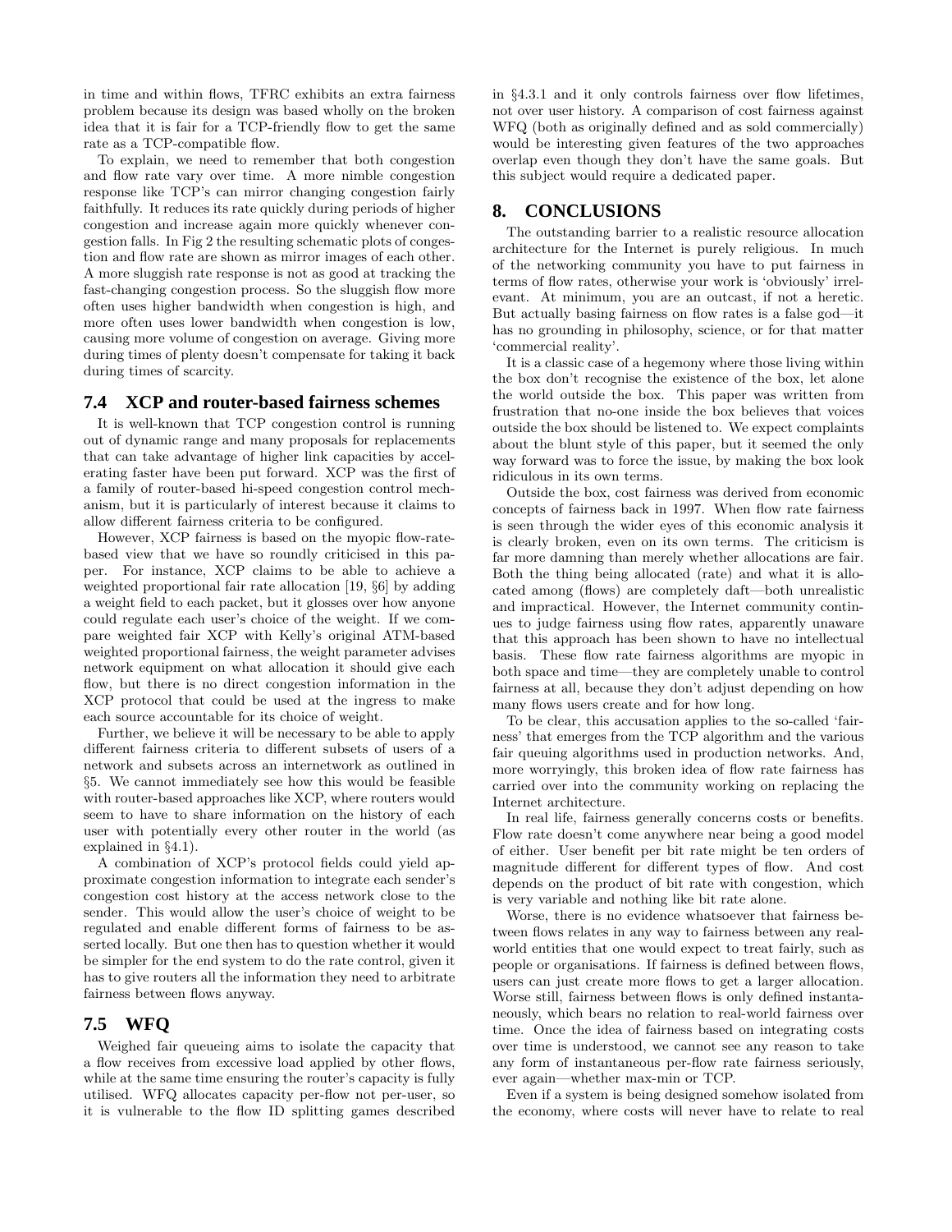in time and within flows, TFRC exhibits an extra fairness problem because its design was based wholly on the broken idea that it is fair for a TCP-friendly flow to get the same rate as a TCP-compatible flow.

To explain, we need to remember that both congestion and flow rate vary over time. A more nimble congestion response like TCP's can mirror changing congestion fairly faithfully. It reduces its rate quickly during periods of higher congestion and increase again more quickly whenever congestion falls. In Fig 2 the resulting schematic plots of congestion and flow rate are shown as mirror images of each other. A more sluggish rate response is not as good at tracking the fast-changing congestion process. So the sluggish flow more often uses higher bandwidth when congestion is high, and more often uses lower bandwidth when congestion is low, causing more volume of congestion on average. Giving more during times of plenty doesn't compensate for taking it back during times of scarcity.

### 7.4 XCP and router-based fairness schemes

It is well-known that TCP congestion control is running out of dynamic range and many proposals for replacements that can take advantage of higher link capacities by accelerating faster have been put forward. XCP was the first of a family of router-based hi-speed congestion control mechanism, but it is particularly of interest because it claims to allow different fairness criteria to be configured.

However, XCP fairness is based on the myopic flow-rate-based view that we have so roundly criticised in this paper. For instance, XCP claims to be able to achieve a weighted proportional fair rate allocation [19, §6] by adding a weight field to each packet, but it glosses over how anyone could regulate each user's choice of the weight. If we compare weighted fair XCP with Kelly's original ATM-based weighted proportional fairness, the weight parameter advises network equipment on what allocation it should give each flow, but there is no direct congestion information in the XCP protocol that could be used at the ingress to make each source accountable for its choice of weight.

Further, we believe it will be necessary to be able to apply different fairness criteria to different subsets of users of a network and subsets across an internetwork as outlined in §5. We cannot immediately see how this would be feasible with router-based approaches like XCP, where routers would seem to have to share information on the history of each user with potentially every other router in the world (as explained in §4.1).

A combination of XCP's protocol fields could yield approximate congestion information to integrate each sender's congestion cost history at the access network close to the sender. This would allow the user's choice of weight to be regulated and enable different forms of fairness to be asserted locally. But one then has to question whether it would be simpler for the end system to do the rate control, given it has to give routers all the information they need to arbitrate fairness between flows anyway.

### 7.5 WFQ

Weighed fair queueing aims to isolate the capacity that a flow receives from excessive load applied by other flows, while at the same time ensuring the router's capacity is fully utilised. WFQ allocates capacity per-flow not per-user, so it is vulnerable to the flow ID splitting games described in §4.3.1 and it only controls fairness over flow lifetimes, not over user history. A comparison of cost fairness against WFQ (both as originally defined and as sold commercially) would be interesting given features of the two approaches overlap even though they don't have the same goals. But this subject would require a dedicated paper.

## 8. CONCLUSIONS

The outstanding barrier to a realistic resource allocation architecture for the Internet is purely religious. In much of the networking community you have to put fairness in terms of flow rates, otherwise your work is 'obviously' irrelevant. At minimum, you are an outcast, if not a heretic. But actually basing fairness on flow rates is a false god—it has no grounding in philosophy, science, or for that matter 'commercial reality'.

It is a classic case of a hegemony where those living within the box don't recognise the existence of the box, let alone the world outside the box. This paper was written from frustration that no-one inside the box believes that voices outside the box should be listened to. We expect complaints about the blunt style of this paper, but it seemed the only way forward was to force the issue, by making the box look ridiculous in its own terms.

Outside the box, cost fairness was derived from economic concepts of fairness back in 1997. When flow rate fairness is seen through the wider eyes of this economic analysis it is clearly broken, even on its own terms. The criticism is far more damning than merely whether allocations are fair. Both the thing being allocated (rate) and what it is allocated among (flows) are completely daft—both unrealistic and impractical. However, the Internet community continues to judge fairness using flow rates, apparently unaware that this approach has been shown to have no intellectual basis. These flow rate fairness algorithms are myopic in both space and time—they are completely unable to control fairness at all, because they don't adjust depending on how many flows users create and for how long.

To be clear, this accusation applies to the so-called 'fairness' that emerges from the TCP algorithm and the various fair queuing algorithms used in production networks. And, more worryingly, this broken idea of flow rate fairness has carried over into the community working on replacing the Internet architecture.

In real life, fairness generally concerns costs or benefits. Flow rate doesn't come anywhere near being a good model of either. User benefit per bit rate might be ten orders of magnitude different for different types of flow. And cost depends on the product of bit rate with congestion, which is very variable and nothing like bit rate alone.

Worse, there is no evidence whatsoever that fairness between flows relates in any way to fairness between any real-world entities that one would expect to treat fairly, such as people or organisations. If fairness is defined between flows, users can just create more flows to get a larger allocation. Worse still, fairness between flows is only defined instantaneously, which bears no relation to real-world fairness over time. Once the idea of fairness based on integrating costs over time is understood, we cannot see any reason to take any form of instantaneous per-flow rate fairness seriously, ever again—whether max-min or TCP.

Even if a system is being designed somehow isolated from the economy, where costs will never have to relate to real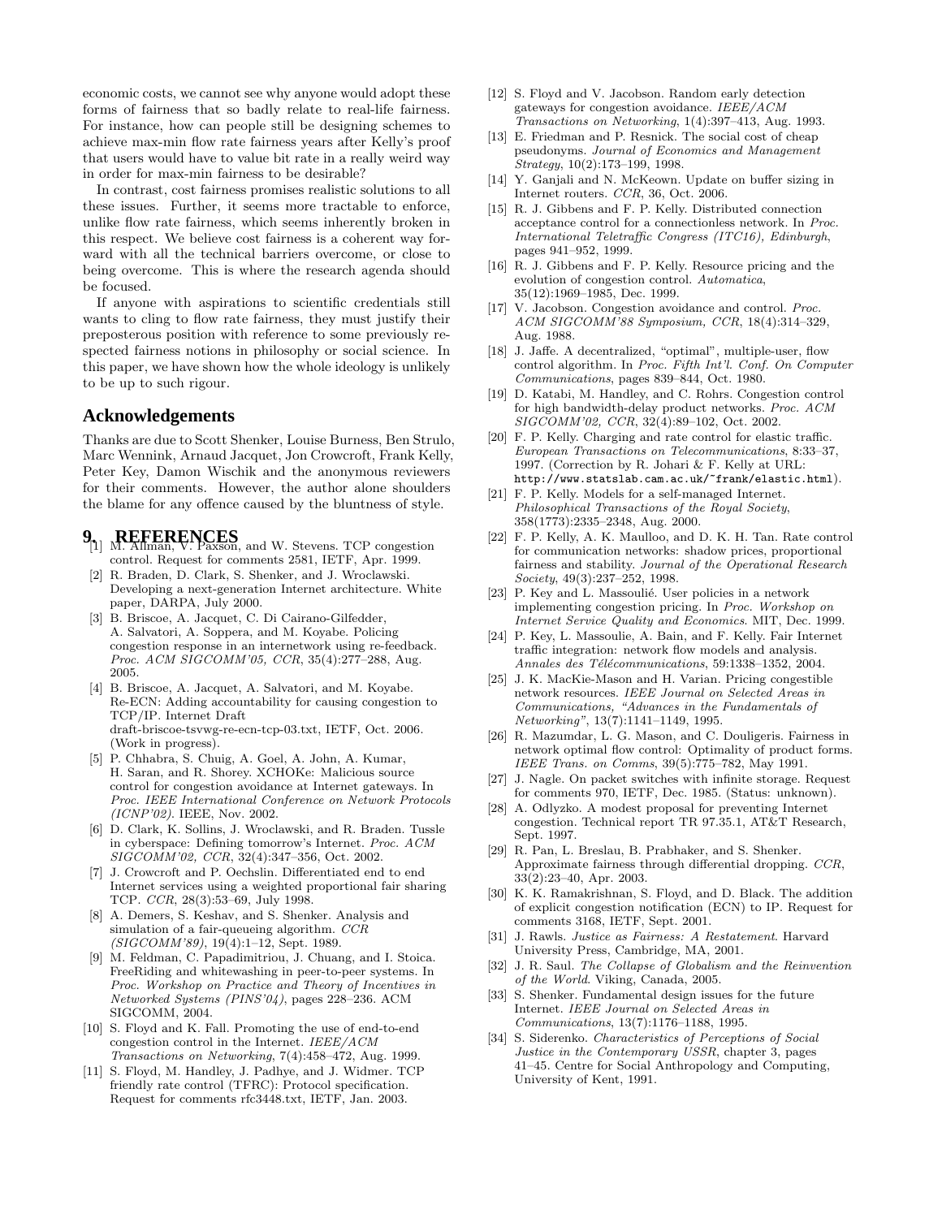economic costs, we cannot see why anyone would adopt these forms of fairness that so badly relate to real-life fairness. For instance, how can people still be designing schemes to achieve max-min flow rate fairness years after Kelly's proof that users would have to value bit rate in a really weird way in order for max-min fairness to be desirable?

In contrast, cost fairness promises realistic solutions to all these issues. Further, it seems more tractable to enforce, unlike flow rate fairness, which seems inherently broken in this respect. We believe cost fairness is a coherent way forward with all the technical barriers overcome, or close to being overcome. This is where the research agenda should be focused.

If anyone with aspirations to scientific credentials still wants to cling to flow rate fairness, they must justify their preposterous position with reference to some previously respected fairness notions in philosophy or social science. In this paper, we have shown how the whole ideology is unlikely to be up to such rigour.

## Acknowledgements

Thanks are due to Scott Shenker, Louise Burness, Ben Strulo, Marc Wennink, Arnaud Jacquet, Jon Crowcroft, Frank Kelly, Peter Key, Damon Wischik and the anonymous reviewers for their comments. However, the author alone shoulders the blame for any offence caused by the bluntness of style.

## 9. REFERENCES

[1] M. Allman, V. Paxson, and W. Stevens. TCP congestion control. Request for comments 2581, IETF, Apr. 1999.

[2] R. Braden, D. Clark, S. Shenker, and J. Wroclawski. Developing a next-generation Internet architecture. White paper, DARPA, July 2000.

[3] B. Briscoe, A. Jacquet, C. Di Cairano-Gilfedder, A. Salvatori, A. Soppera, and M. Koyabe. Policing congestion response in an internetwork using re-feedback. *Proc. ACM SIGCOMM'05, CCR*, 35(4):277–288, Aug. 2005.

[4] B. Briscoe, A. Jacquet, A. Salvatori, and M. Koyabe. Re-ECN: Adding accountability for causing congestion to TCP/IP. Internet Draft draft-briscoe-tsvwg-re-ecn-tcp-03.txt, IETF, Oct. 2006. (Work in progress).

[5] P. Chhabra, S. Chuig, A. Goel, A. John, A. Kumar, H. Saran, and R. Shorey. XCHOKe: Malicious source control for congestion avoidance at Internet gateways. In *Proc. IEEE International Conference on Network Protocols (ICNP'02)*. IEEE, Nov. 2002.

[6] D. Clark, K. Sollins, J. Wroclawski, and R. Braden. Tussle in cyberspace: Defining tomorrow's Internet. *Proc. ACM SIGCOMM'02, CCR*, 32(4):347–356, Oct. 2002.

[7] J. Crowcroft and P. Oechslin. Differentiated end to end Internet services using a weighted proportional fair sharing TCP. *CCR*, 28(3):53–69, July 1998.

[8] A. Demers, S. Keshav, and S. Shenker. Analysis and simulation of a fair-queueing algorithm. *CCR (SIGCOMM'89)*, 19(4):1–12, Sept. 1989.

[9] M. Feldman, C. Papadimitriou, J. Chuang, and I. Stoica. FreeRiding and whitewashing in peer-to-peer systems. In *Proc. Workshop on Practice and Theory of Incentives in Networked Systems (PINS'04)*, pages 228–236. ACM SIGCOMM, 2004.

[10] S. Floyd and K. Fall. Promoting the use of end-to-end congestion control in the Internet. *IEEE/ACM Transactions on Networking*, 7(4):458–472, Aug. 1999.

[11] S. Floyd, M. Handley, J. Padhye, and J. Widmer. TCP friendly rate control (TFRC): Protocol specification. Request for comments rfc3448.txt, IETF, Jan. 2003.

[12] S. Floyd and V. Jacobson. Random early detection gateways for congestion avoidance. *IEEE/ACM Transactions on Networking*, 1(4):397–413, Aug. 1993.

[13] E. Friedman and P. Resnick. The social cost of cheap pseudonyms. *Journal of Economics and Management Strategy*, 10(2):173–199, 1998.

[14] Y. Ganjali and N. McKeown. Update on buffer sizing in Internet routers. *CCR*, 36, Oct. 2006.

[15] R. J. Gibbens and F. P. Kelly. Distributed connection acceptance control for a connectionless network. In *Proc. International Teletraffic Congress (ITC16), Edinburgh*, pages 941–952, 1999.

[16] R. J. Gibbens and F. P. Kelly. Resource pricing and the evolution of congestion control. *Automatica*, 35(12):1969–1985, Dec. 1999.

[17] V. Jacobson. Congestion avoidance and control. *Proc. ACM SIGCOMM'88 Symposium, CCR*, 18(4):314–329, Aug. 1988.

[18] J. Jaffe. A decentralized, "optimal", multiple-user, flow control algorithm. In *Proc. Fifth Int'l. Conf. On Computer Communications*, pages 839–844, Oct. 1980.

[19] D. Katabi, M. Handley, and C. Rohrs. Congestion control for high bandwidth-delay product networks. *Proc. ACM SIGCOMM'02, CCR*, 32(4):89–102, Oct. 2002.

[20] F. P. Kelly. Charging and rate control for elastic traffic. *European Transactions on Telecommunications*, 8:33–37, 1997. (Correction by R. Johari & F. Kelly at URL: `http://www.statslab.cam.ac.uk/~frank/elastic.html`).

[21] F. P. Kelly. Models for a self-managed Internet. *Philosophical Transactions of the Royal Society*, 358(1773):2335–2348, Aug. 2000.

[22] F. P. Kelly, A. K. Maulloo, and D. K. H. Tan. Rate control for communication networks: shadow prices, proportional fairness and stability. *Journal of the Operational Research Society*, 49(3):237–252, 1998.

[23] P. Key and L. Massoulié. User policies in a network implementing congestion pricing. In *Proc. Workshop on Internet Service Quality and Economics*. MIT, Dec. 1999.

[24] P. Key, L. Massoulie, A. Bain, and F. Kelly. Fair Internet traffic integration: network flow models and analysis. *Annales des Télécommunications*, 59:1338–1352, 2004.

[25] J. K. MacKie-Mason and H. Varian. Pricing congestible network resources. *IEEE Journal on Selected Areas in Communications, "Advances in the Fundamentals of Networking"*, 13(7):1141–1149, 1995.

[26] R. Mazumdar, L. G. Mason, and C. Douligeris. Fairness in network optimal flow control: Optimality of product forms. *IEEE Trans. on Comms*, 39(5):775–782, May 1991.

[27] J. Nagle. On packet switches with infinite storage. Request for comments 970, IETF, Dec. 1985. (Status: unknown).

[28] A. Odlyzko. A modest proposal for preventing Internet congestion. Technical report TR 97.35.1, AT&T Research, Sept. 1997.

[29] R. Pan, L. Breslau, B. Prabhaker, and S. Shenker. Approximate fairness through differential dropping. *CCR*, 33(2):23–40, Apr. 2003.

[30] K. K. Ramakrishnan, S. Floyd, and D. Black. The addition of explicit congestion notification (ECN) to IP. Request for comments 3168, IETF, Sept. 2001.

[31] J. Rawls. *Justice as Fairness: A Restatement*. Harvard University Press, Cambridge, MA, 2001.

[32] J. R. Saul. *The Collapse of Globalism and the Reinvention of the World*. Viking, Canada, 2005.

[33] S. Shenker. Fundamental design issues for the future Internet. *IEEE Journal on Selected Areas in Communications*, 13(7):1176–1188, 1995.

[34] S. Siderenko. *Characteristics of Perceptions of Social Justice in the Contemporary USSR*, chapter 3, pages 41–45. Centre for Social Anthropology and Computing, University of Kent, 1991.